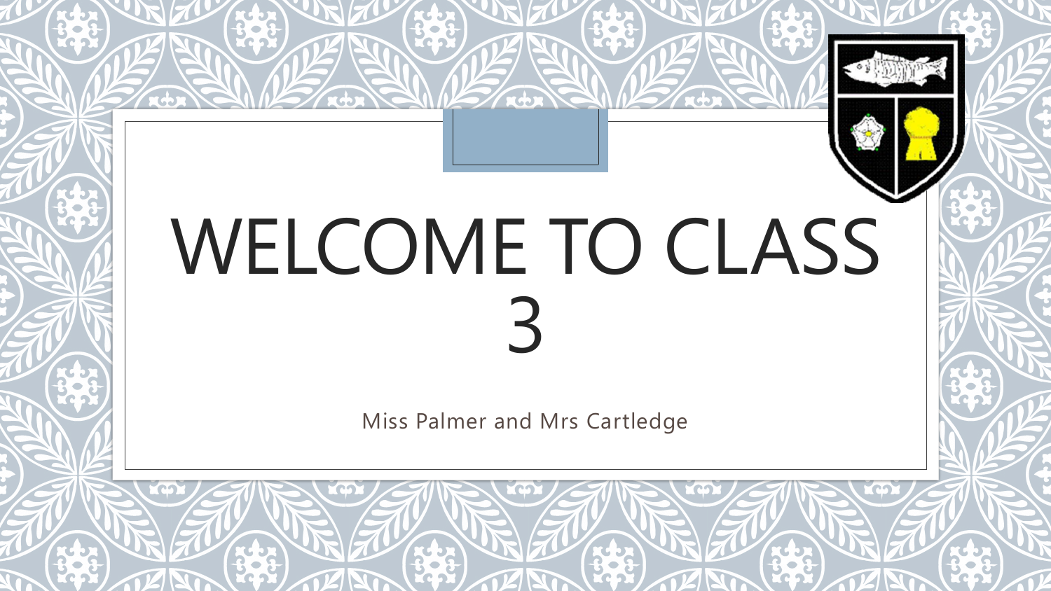# WELCOME TO CLASS 3

Miss Palmer and Mrs Cartledge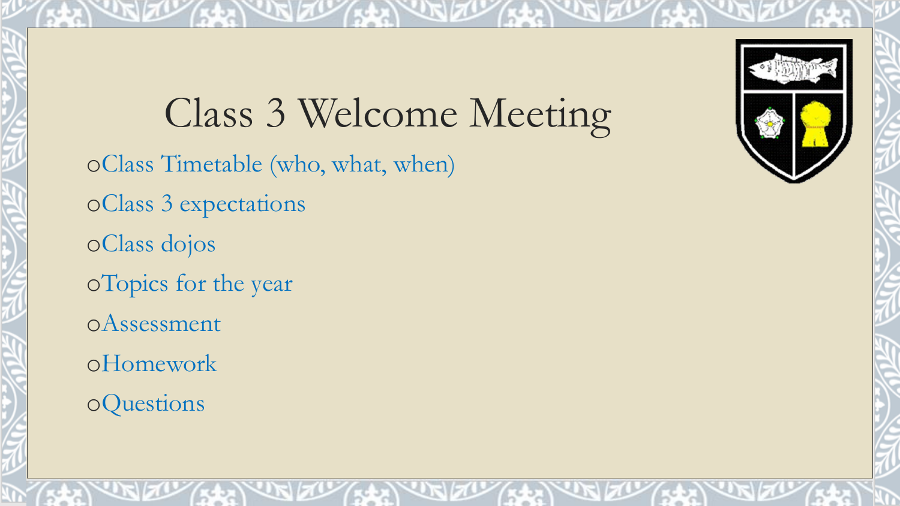# Class 3 Welcome Meeting

- Class Timetable (who, what, when)
- Class 3 expectations
- Class dojos
- Topics for the year
- Assessment
- Homework
- Questions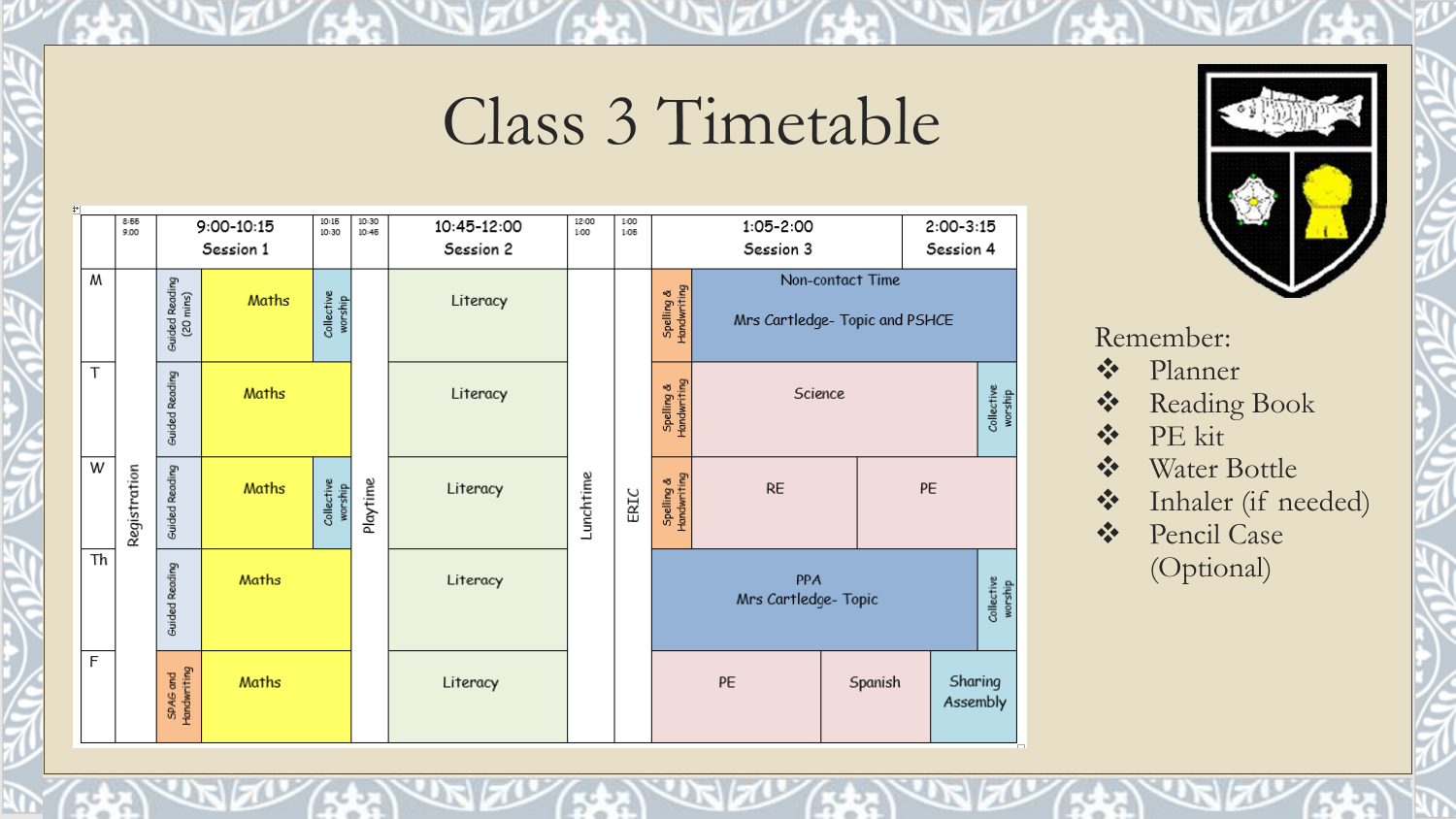# Class 3 Timetable

| | 8:55 9:00 | 9:00-10:15 Session 1 | | | 10:15 10:30 | 10:30 10:45 | 10:45-12:00 Session 2 | 12:00 1:00 | 1:00 1:05 | 1:05-2:00 Session 3 | | | 2:00-3:15 Session 4 | |
|---|---|---|---|---|---|---|---|---|---|---|---|---|---|---|
| M | Registration | Guided Reading (20 mins) | Maths | Collective worship | | Playtime | Literacy | Lunchtime | ERIC | Spelling & Handwriting | Non-contact Time Mrs Cartledge- Topic and PSHCE | | | |
| T | Registration | Guided Reading | Maths | | | Playtime | Literacy | Lunchtime | ERIC | Spelling & Handwriting | Science | | | Collective worship |
| W | Registration | Guided Reading | Maths | Collective worship | | Playtime | Literacy | Lunchtime | ERIC | Spelling & Handwriting | RE | | PE | |
| Th | Registration | Guided Reading | Maths | | | Playtime | Literacy | Lunchtime | ERIC | PPA Mrs Cartledge- Topic | | | | Collective worship |
| F | Registration | SPAG and Handwriting | Maths | | | Playtime | Literacy | Lunchtime | ERIC | PE | | Spanish | Sharing Assembly | |

Remember:

- Planner
- Reading Book
- PE kit
- Water Bottle
- Inhaler (if needed)
- Pencil Case (Optional)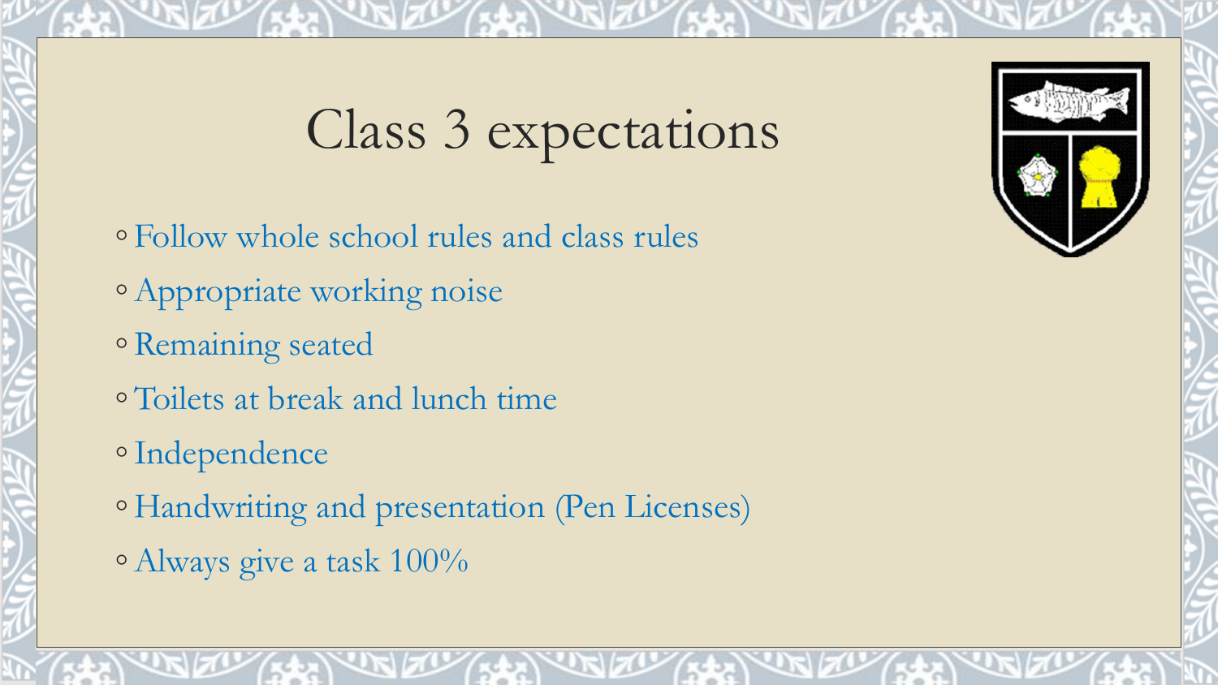# Class 3 expectations

- Follow whole school rules and class rules
- Appropriate working noise
- Remaining seated
- Toilets at break and lunch time
- Independence
- Handwriting and presentation (Pen Licenses)
- Always give a task 100%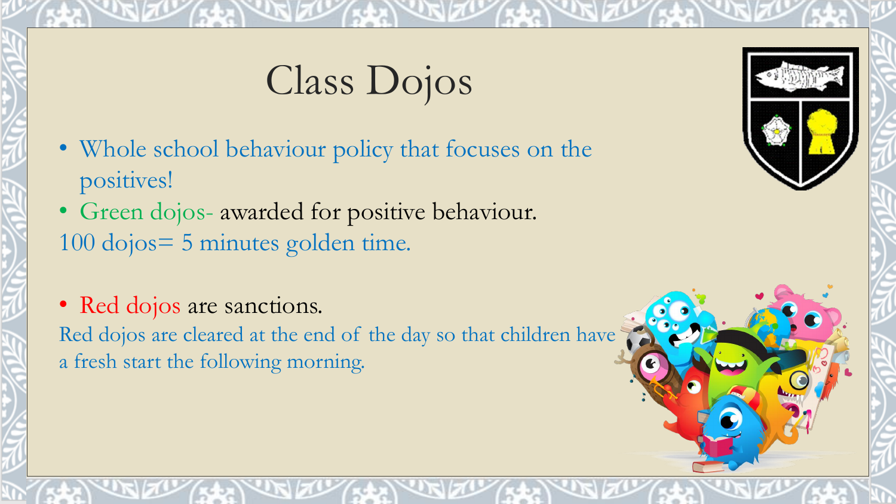# Class Dojos

- Whole school behaviour policy that focuses on the positives!
- Green dojos- awarded for positive behaviour.

100 dojos= 5 minutes golden time.

- Red dojos are sanctions.

Red dojos are cleared at the end of the day so that children have a fresh start the following morning.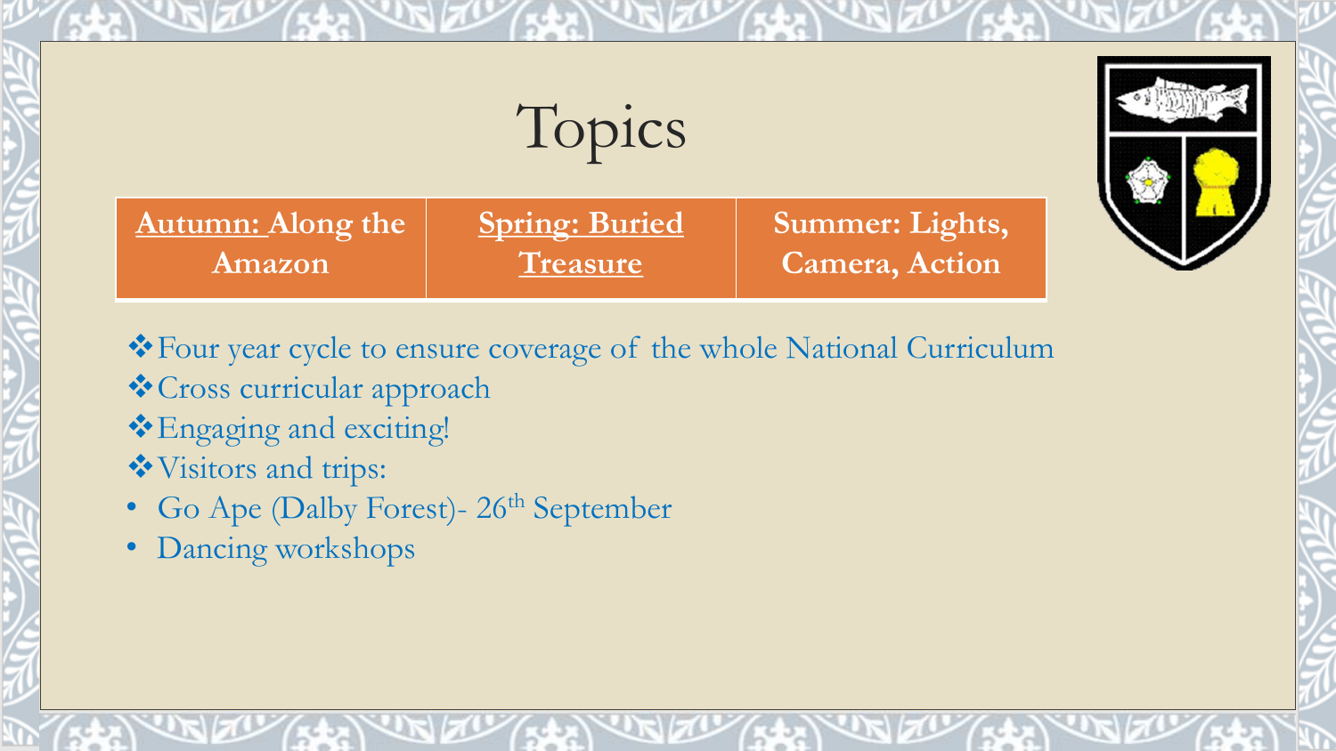# Topics

| Autumn: Along the Amazon | Spring: Buried Treasure | Summer: Lights, Camera, Action |
|---|---|---|

- Four year cycle to ensure coverage of the whole National Curriculum
- Cross curricular approach
- Engaging and exciting!
- Visitors and trips:
  - Go Ape (Dalby Forest)- 26th September
  - Dancing workshops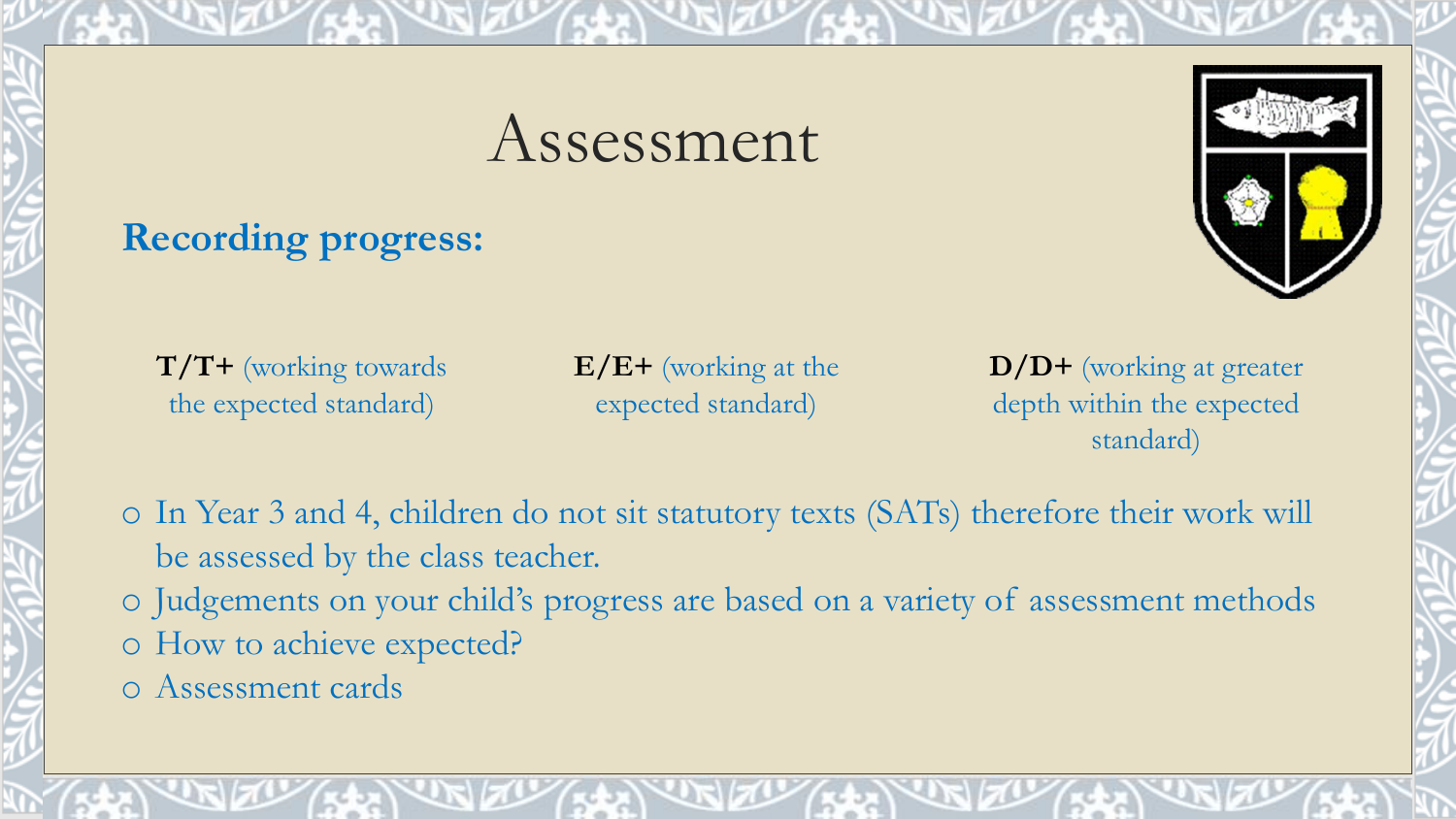# Assessment

## Recording progress:

**T/T+** (working towards the expected standard)

**E/E+** (working at the expected standard)

**D/D+** (working at greater depth within the expected standard)

- In Year 3 and 4, children do not sit statutory texts (SATs) therefore their work will be assessed by the class teacher.
- Judgements on your child's progress are based on a variety of assessment methods
- How to achieve expected?
- Assessment cards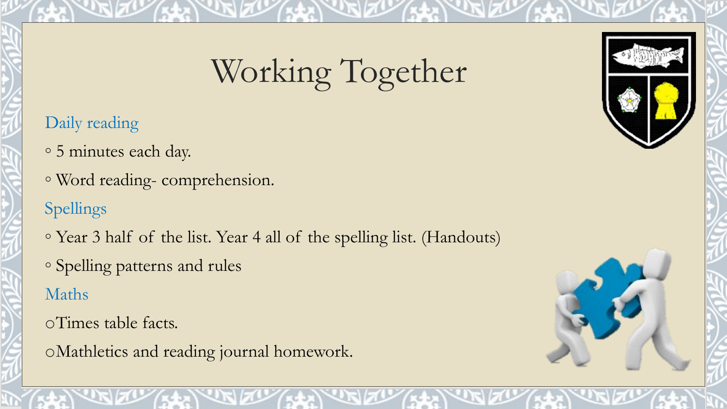# Working Together

## Daily reading

- 5 minutes each day.
- Word reading- comprehension.

## Spellings

- Year 3 half of the list. Year 4 all of the spelling list. (Handouts)
- Spelling patterns and rules

## Maths

- Times table facts.
- Mathletics and reading journal homework.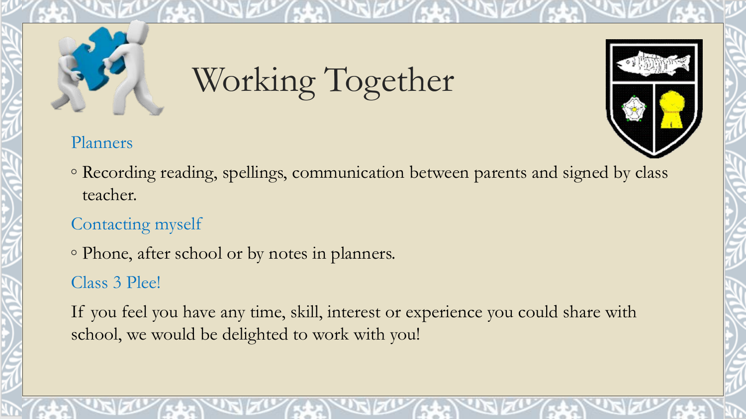# Working Together

## Planners

- Recording reading, spellings, communication between parents and signed by class teacher.

## Contacting myself

- Phone, after school or by notes in planners.

## Class 3 Plee!

If you feel you have any time, skill, interest or experience you could share with school, we would be delighted to work with you!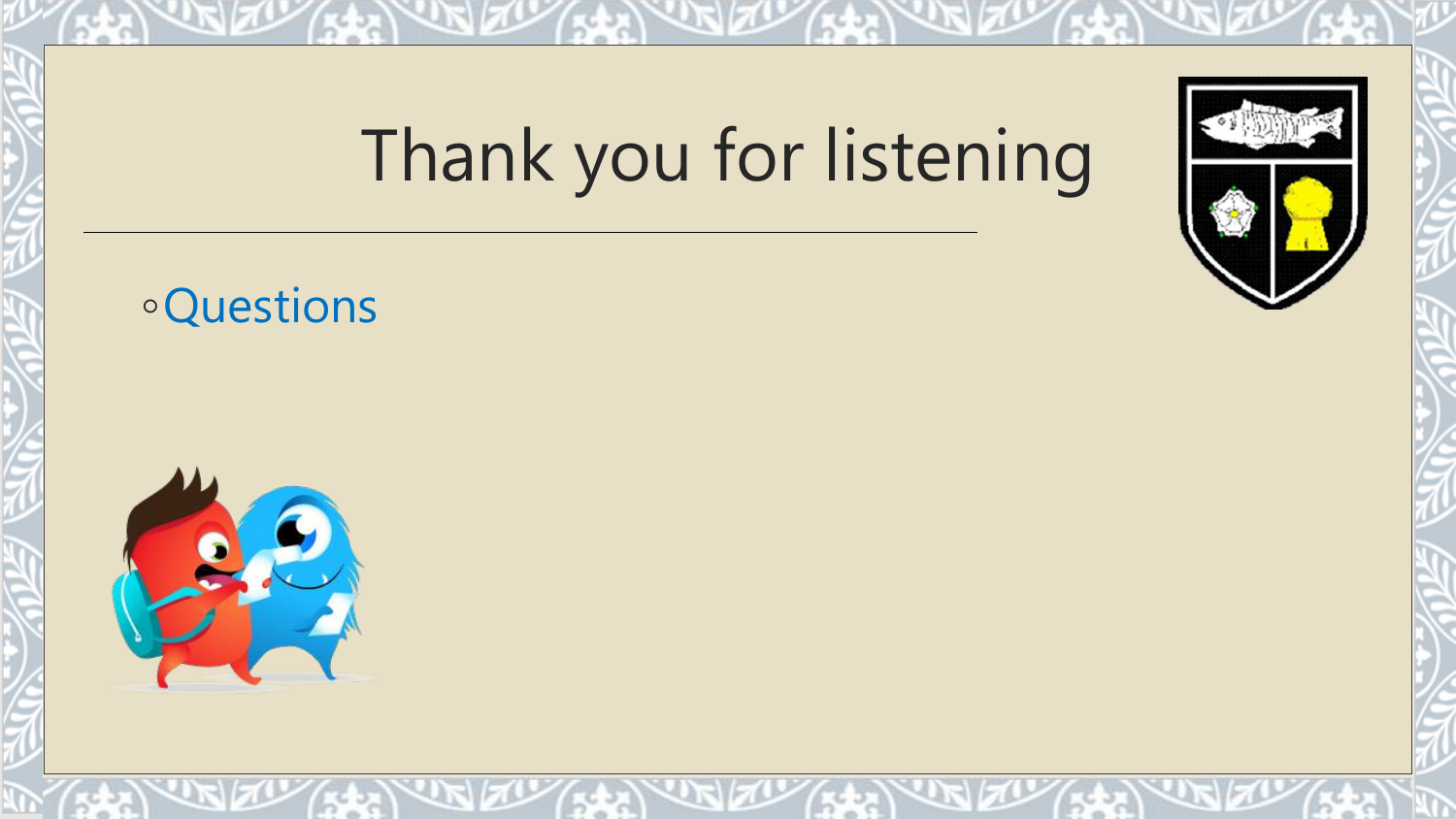# Thank you for listening

- Questions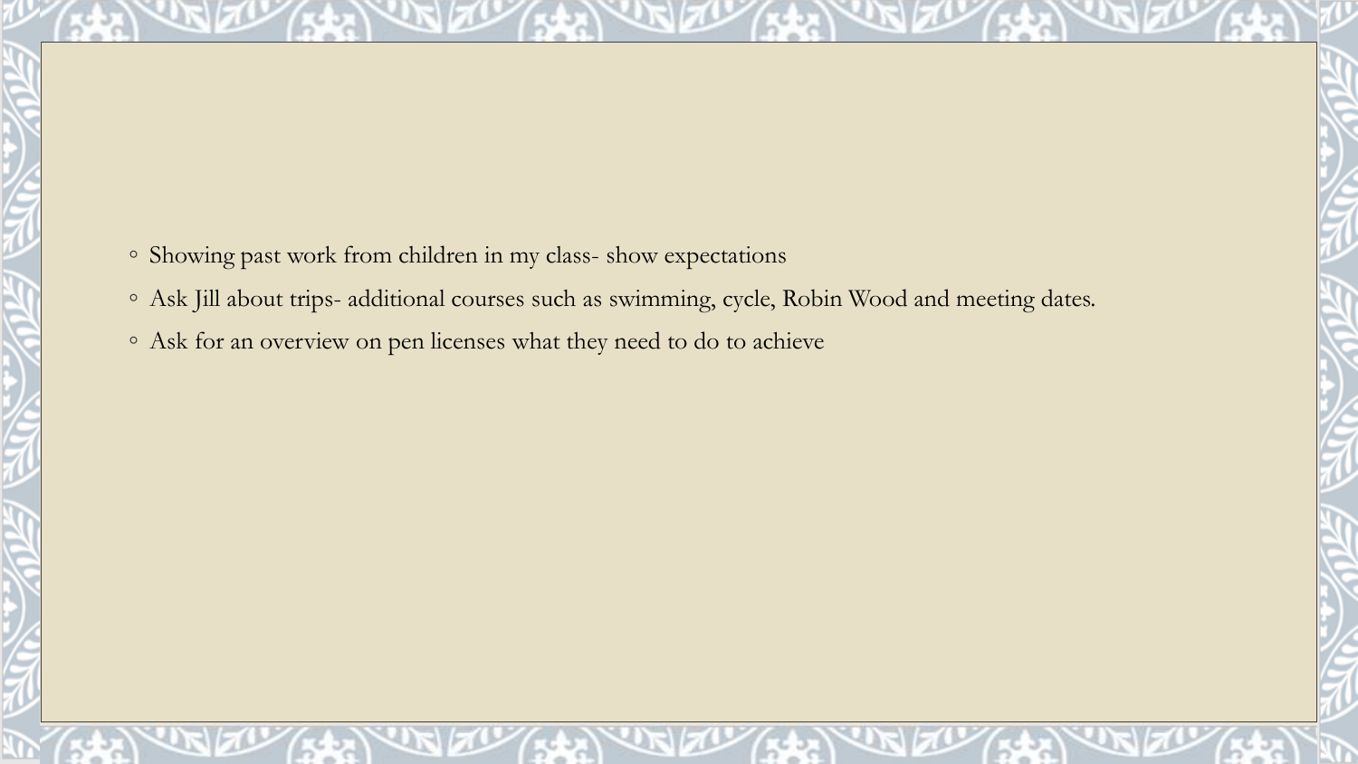- Showing past work from children in my class- show expectations
- Ask Jill about trips- additional courses such as swimming, cycle, Robin Wood and meeting dates.
- Ask for an overview on pen licenses what they need to do to achieve